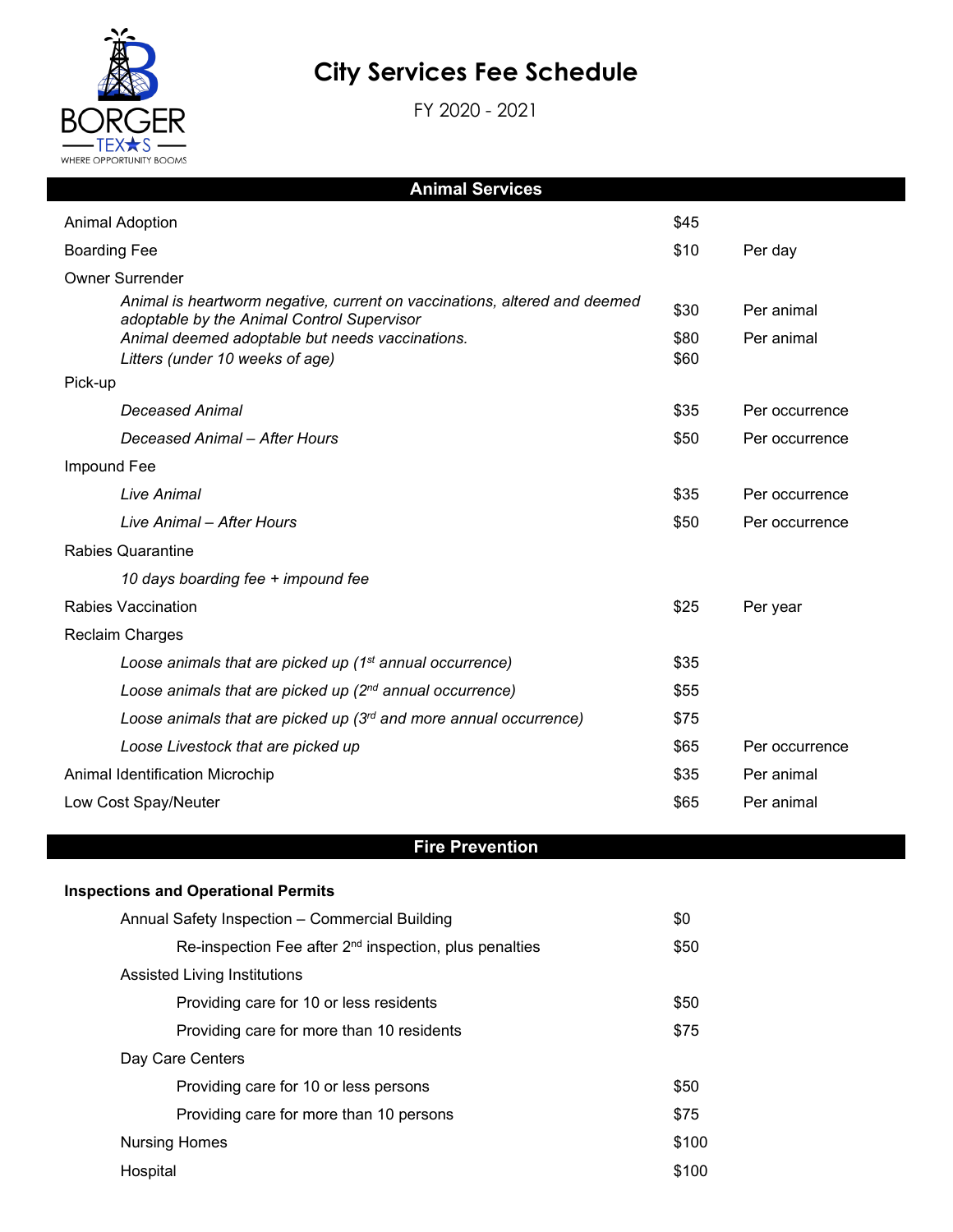# City Services Fee Schedule

FY 2020 - 2021

## Animal Services

| Item | Fee | Unit |
|---|---|---|
| Animal Adoption | $45 | |
| Boarding Fee | $10 | Per day |
| Owner Surrender | | |
| *Animal is heartworm negative, current on vaccinations, altered and deemed adoptable by the Animal Control Supervisor* | $30 | Per animal |
| *Animal deemed adoptable but needs vaccinations.* | $80 | Per animal |
| *Litters (under 10 weeks of age)* | $60 | |
| Pick-up | | |
| *Deceased Animal* | $35 | Per occurrence |
| *Deceased Animal – After Hours* | $50 | Per occurrence |
| Impound Fee | | |
| *Live Animal* | $35 | Per occurrence |
| *Live Animal – After Hours* | $50 | Per occurrence |
| Rabies Quarantine | | |
| *10 days boarding fee + impound fee* | | |
| Rabies Vaccination | $25 | Per year |
| Reclaim Charges | | |
| *Loose animals that are picked up (1st annual occurrence)* | $35 | |
| *Loose animals that are picked up (2nd annual occurrence)* | $55 | |
| *Loose animals that are picked up (3rd and more annual occurrence)* | $75 | |
| *Loose Livestock that are picked up* | $65 | Per occurrence |
| Animal Identification Microchip | $35 | Per animal |
| Low Cost Spay/Neuter | $65 | Per animal |

## Fire Prevention

**Inspections and Operational Permits**

| Item | Fee |
|---|---|
| Annual Safety Inspection – Commercial Building | $0 |
| Re-inspection Fee after 2nd inspection, plus penalties | $50 |
| Assisted Living Institutions | |
| Providing care for 10 or less residents | $50 |
| Providing care for more than 10 residents | $75 |
| Day Care Centers | |
| Providing care for 10 or less persons | $50 |
| Providing care for more than 10 persons | $75 |
| Nursing Homes | $100 |
| Hospital | $100 |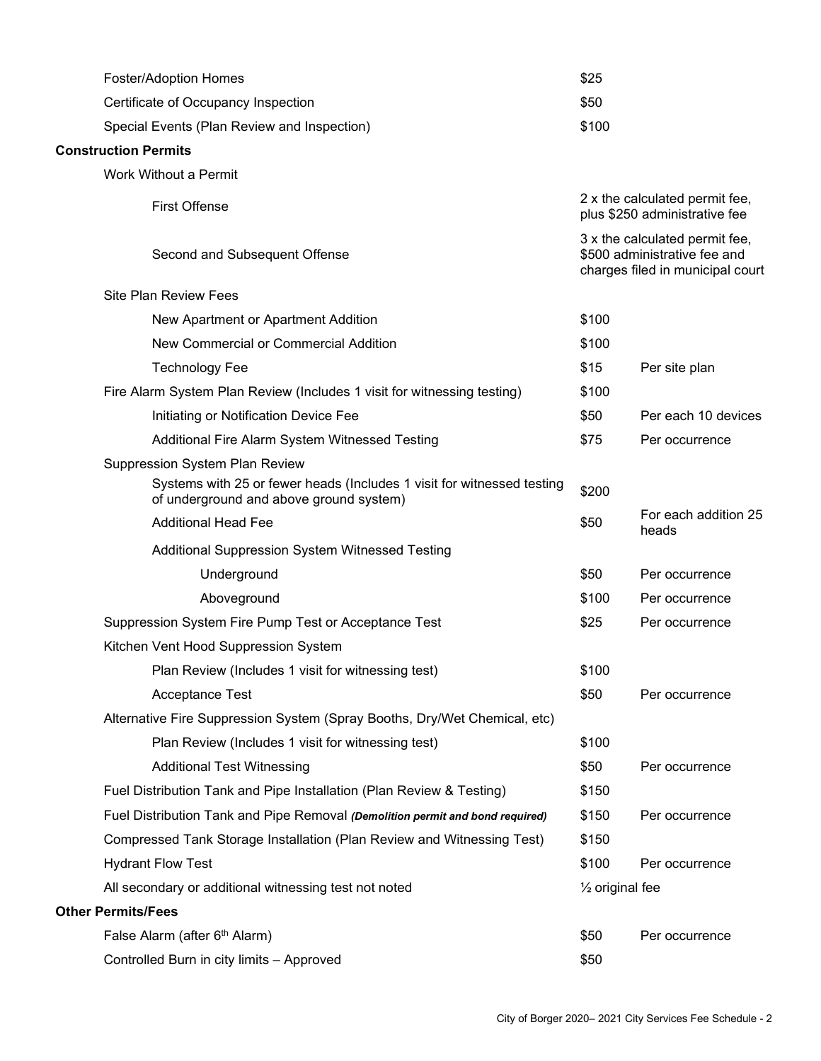| Item | Fee | Unit |
|---|---|---|
| Foster/Adoption Homes | $25 | |
| Certificate of Occupancy Inspection | $50 | |
| Special Events (Plan Review and Inspection) | $100 | |
| **Construction Permits** | | |
| Work Without a Permit | | |
| First Offense | 2 x the calculated permit fee, plus $250 administrative fee | |
| Second and Subsequent Offense | 3 x the calculated permit fee, $500 administrative fee and charges filed in municipal court | |
| Site Plan Review Fees | | |
| New Apartment or Apartment Addition | $100 | |
| New Commercial or Commercial Addition | $100 | |
| Technology Fee | $15 | Per site plan |
| Fire Alarm System Plan Review (Includes 1 visit for witnessing testing) | $100 | |
| Initiating or Notification Device Fee | $50 | Per each 10 devices |
| Additional Fire Alarm System Witnessed Testing | $75 | Per occurrence |
| Suppression System Plan Review | | |
| Systems with 25 or fewer heads (Includes 1 visit for witnessed testing of underground and above ground system) | $200 | |
| Additional Head Fee | $50 | For each addition 25 heads |
| Additional Suppression System Witnessed Testing | | |
| Underground | $50 | Per occurrence |
| Aboveground | $100 | Per occurrence |
| Suppression System Fire Pump Test or Acceptance Test | $25 | Per occurrence |
| Kitchen Vent Hood Suppression System | | |
| Plan Review (Includes 1 visit for witnessing test) | $100 | |
| Acceptance Test | $50 | Per occurrence |
| Alternative Fire Suppression System (Spray Booths, Dry/Wet Chemical, etc) | | |
| Plan Review (Includes 1 visit for witnessing test) | $100 | |
| Additional Test Witnessing | $50 | Per occurrence |
| Fuel Distribution Tank and Pipe Installation (Plan Review & Testing) | $150 | |
| Fuel Distribution Tank and Pipe Removal ***(Demolition permit and bond required)*** | $150 | Per occurrence |
| Compressed Tank Storage Installation (Plan Review and Witnessing Test) | $150 | |
| Hydrant Flow Test | $100 | Per occurrence |
| All secondary or additional witnessing test not noted | ½ original fee | |
| **Other Permits/Fees** | | |
| False Alarm (after 6th Alarm) | $50 | Per occurrence |
| Controlled Burn in city limits – Approved | $50 | |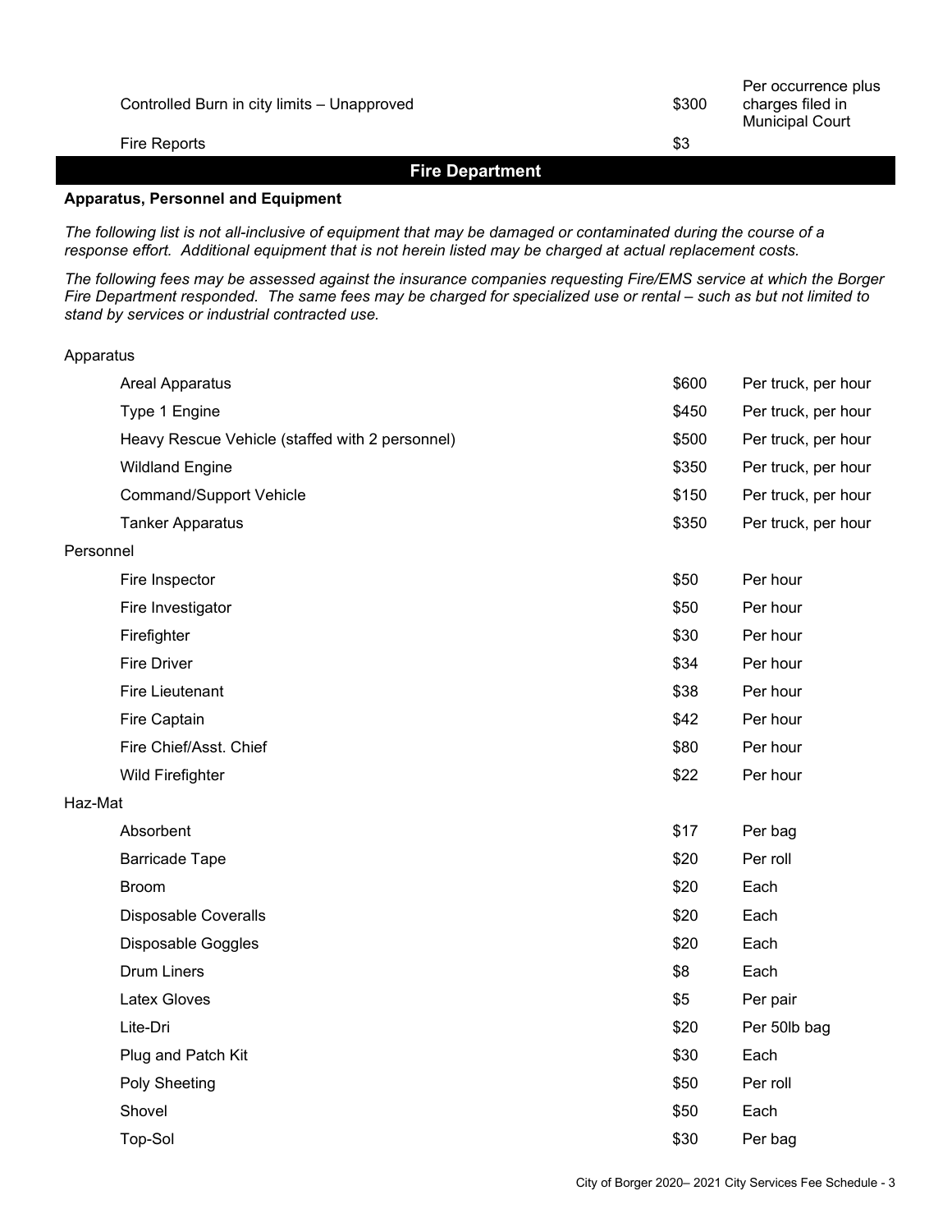| | | |
|---|---|---|
| Controlled Burn in city limits – Unapproved | $300 | Per occurrence plus charges filed in Municipal Court |
| Fire Reports | $3 | |

## Fire Department

**Apparatus, Personnel and Equipment**

*The following list is not all-inclusive of equipment that may be damaged or contaminated during the course of a response effort. Additional equipment that is not herein listed may be charged at actual replacement costs.*

*The following fees may be assessed against the insurance companies requesting Fire/EMS service at which the Borger Fire Department responded. The same fees may be charged for specialized use or rental – such as but not limited to stand by services or industrial contracted use.*

| Item | Fee | Unit |
|---|---|---|
| **Apparatus** | | |
| Areal Apparatus | $600 | Per truck, per hour |
| Type 1 Engine | $450 | Per truck, per hour |
| Heavy Rescue Vehicle (staffed with 2 personnel) | $500 | Per truck, per hour |
| Wildland Engine | $350 | Per truck, per hour |
| Command/Support Vehicle | $150 | Per truck, per hour |
| Tanker Apparatus | $350 | Per truck, per hour |
| **Personnel** | | |
| Fire Inspector | $50 | Per hour |
| Fire Investigator | $50 | Per hour |
| Firefighter | $30 | Per hour |
| Fire Driver | $34 | Per hour |
| Fire Lieutenant | $38 | Per hour |
| Fire Captain | $42 | Per hour |
| Fire Chief/Asst. Chief | $80 | Per hour |
| Wild Firefighter | $22 | Per hour |
| **Haz-Mat** | | |
| Absorbent | $17 | Per bag |
| Barricade Tape | $20 | Per roll |
| Broom | $20 | Each |
| Disposable Coveralls | $20 | Each |
| Disposable Goggles | $20 | Each |
| Drum Liners | $8 | Each |
| Latex Gloves | $5 | Per pair |
| Lite-Dri | $20 | Per 50lb bag |
| Plug and Patch Kit | $30 | Each |
| Poly Sheeting | $50 | Per roll |
| Shovel | $50 | Each |
| Top-Sol | $30 | Per bag |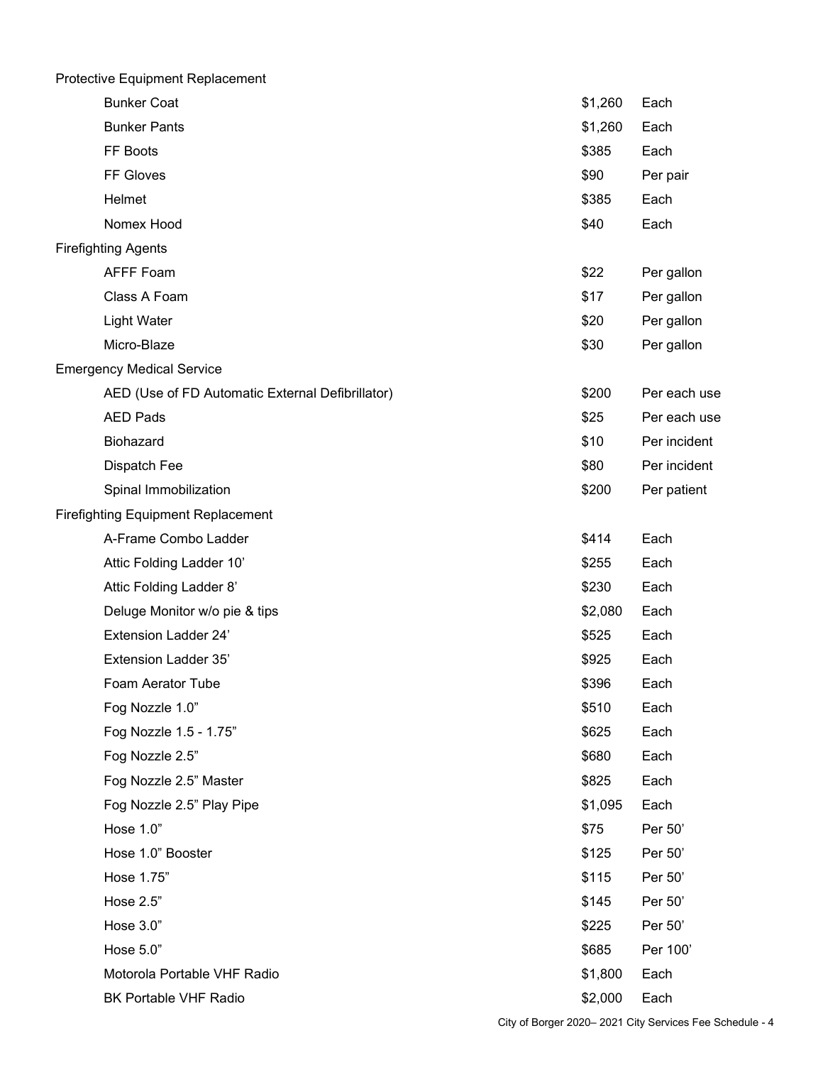| Item | Fee | Unit |
|---|---|---|
| **Protective Equipment Replacement** | | |
| Bunker Coat | $1,260 | Each |
| Bunker Pants | $1,260 | Each |
| FF Boots | $385 | Each |
| FF Gloves | $90 | Per pair |
| Helmet | $385 | Each |
| Nomex Hood | $40 | Each |
| **Firefighting Agents** | | |
| AFFF Foam | $22 | Per gallon |
| Class A Foam | $17 | Per gallon |
| Light Water | $20 | Per gallon |
| Micro-Blaze | $30 | Per gallon |
| **Emergency Medical Service** | | |
| AED (Use of FD Automatic External Defibrillator) | $200 | Per each use |
| AED Pads | $25 | Per each use |
| Biohazard | $10 | Per incident |
| Dispatch Fee | $80 | Per incident |
| Spinal Immobilization | $200 | Per patient |
| **Firefighting Equipment Replacement** | | |
| A-Frame Combo Ladder | $414 | Each |
| Attic Folding Ladder 10’ | $255 | Each |
| Attic Folding Ladder 8’ | $230 | Each |
| Deluge Monitor w/o pie & tips | $2,080 | Each |
| Extension Ladder 24’ | $525 | Each |
| Extension Ladder 35’ | $925 | Each |
| Foam Aerator Tube | $396 | Each |
| Fog Nozzle 1.0” | $510 | Each |
| Fog Nozzle 1.5 - 1.75” | $625 | Each |
| Fog Nozzle 2.5” | $680 | Each |
| Fog Nozzle 2.5” Master | $825 | Each |
| Fog Nozzle 2.5” Play Pipe | $1,095 | Each |
| Hose 1.0” | $75 | Per 50’ |
| Hose 1.0” Booster | $125 | Per 50’ |
| Hose 1.75” | $115 | Per 50’ |
| Hose 2.5” | $145 | Per 50’ |
| Hose 3.0” | $225 | Per 50’ |
| Hose 5.0” | $685 | Per 100’ |
| Motorola Portable VHF Radio | $1,800 | Each |
| BK Portable VHF Radio | $2,000 | Each |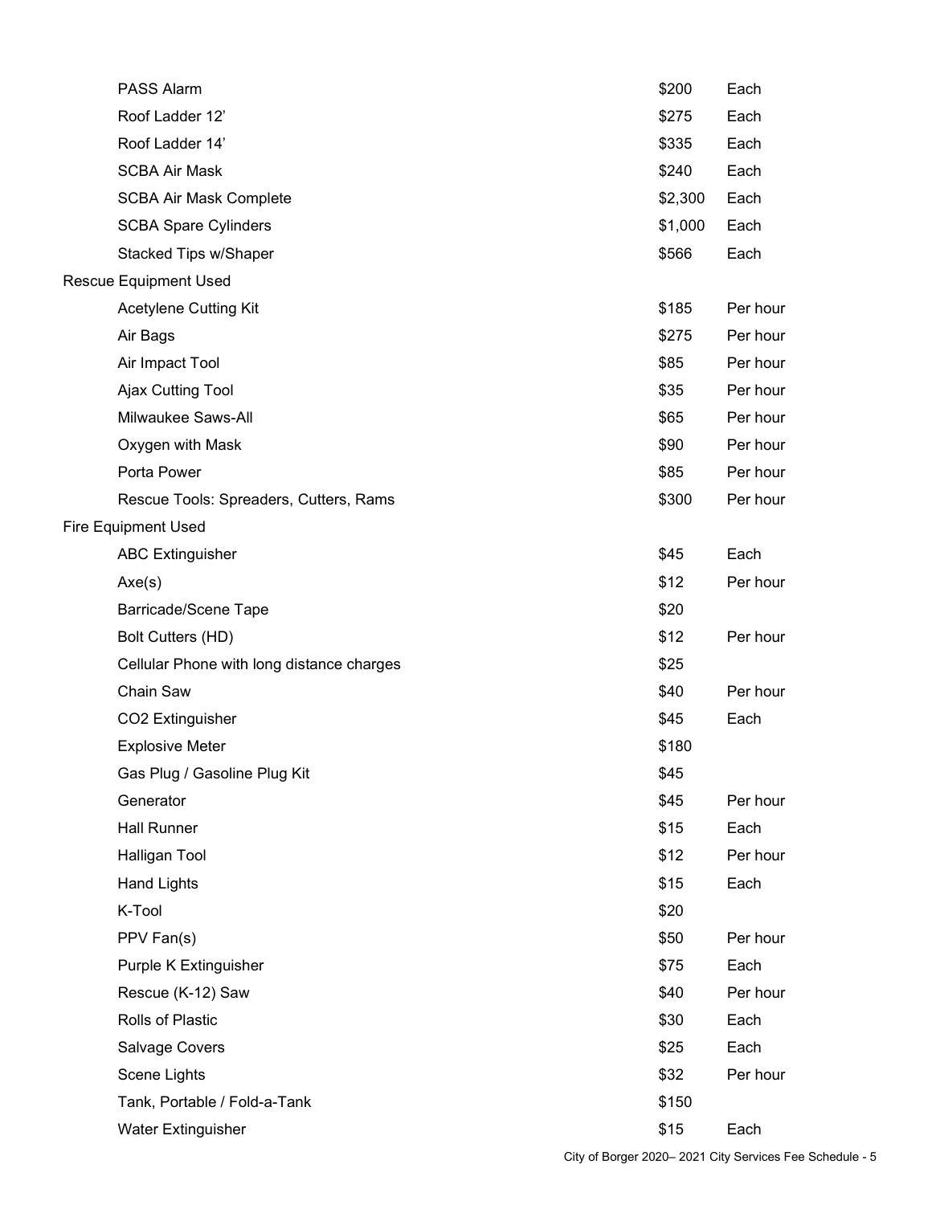| Item | Fee | Unit |
|---|---|---|
| PASS Alarm | $200 | Each |
| Roof Ladder 12’ | $275 | Each |
| Roof Ladder 14’ | $335 | Each |
| SCBA Air Mask | $240 | Each |
| SCBA Air Mask Complete | $2,300 | Each |
| SCBA Spare Cylinders | $1,000 | Each |
| Stacked Tips w/Shaper | $566 | Each |
| **Rescue Equipment Used** | | |
| Acetylene Cutting Kit | $185 | Per hour |
| Air Bags | $275 | Per hour |
| Air Impact Tool | $85 | Per hour |
| Ajax Cutting Tool | $35 | Per hour |
| Milwaukee Saws-All | $65 | Per hour |
| Oxygen with Mask | $90 | Per hour |
| Porta Power | $85 | Per hour |
| Rescue Tools: Spreaders, Cutters, Rams | $300 | Per hour |
| **Fire Equipment Used** | | |
| ABC Extinguisher | $45 | Each |
| Axe(s) | $12 | Per hour |
| Barricade/Scene Tape | $20 | |
| Bolt Cutters (HD) | $12 | Per hour |
| Cellular Phone with long distance charges | $25 | |
| Chain Saw | $40 | Per hour |
| $CO_2$ Extinguisher | $45 | Each |
| Explosive Meter | $180 | |
| Gas Plug / Gasoline Plug Kit | $45 | |
| Generator | $45 | Per hour |
| Hall Runner | $15 | Each |
| Halligan Tool | $12 | Per hour |
| Hand Lights | $15 | Each |
| K-Tool | $20 | |
| PPV Fan(s) | $50 | Per hour |
| Purple K Extinguisher | $75 | Each |
| Rescue (K-12) Saw | $40 | Per hour |
| Rolls of Plastic | $30 | Each |
| Salvage Covers | $25 | Each |
| Scene Lights | $32 | Per hour |
| Tank, Portable / Fold-a-Tank | $150 | |
| Water Extinguisher | $15 | Each |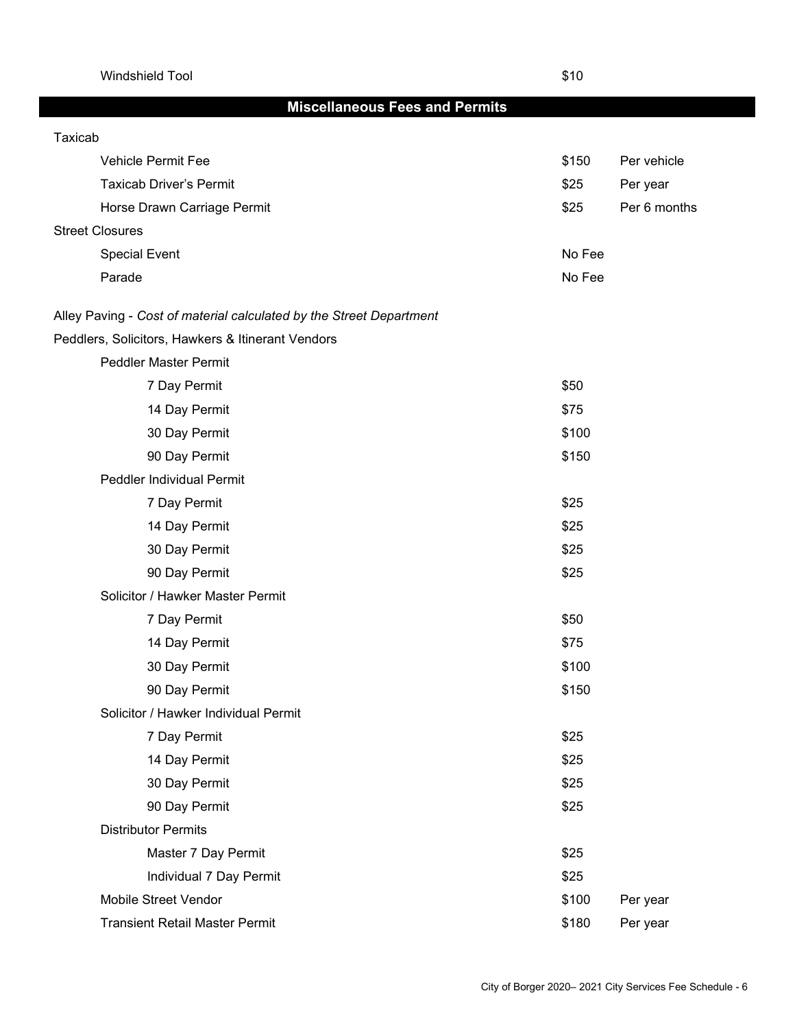| | | |
|---|---|---|
| Windshield Tool | $10 | |

## Miscellaneous Fees and Permits

| Item | Fee | Unit |
|---|---|---|
| **Taxicab** | | |
| Vehicle Permit Fee | $150 | Per vehicle |
| Taxicab Driver's Permit | $25 | Per year |
| Horse Drawn Carriage Permit | $25 | Per 6 months |
| **Street Closures** | | |
| Special Event | No Fee | |
| Parade | No Fee | |
| Alley Paving - *Cost of material calculated by the Street Department* | | |
| **Peddlers, Solicitors, Hawkers & Itinerant Vendors** | | |
| Peddler Master Permit | | |
| 7 Day Permit | $50 | |
| 14 Day Permit | $75 | |
| 30 Day Permit | $100 | |
| 90 Day Permit | $150 | |
| Peddler Individual Permit | | |
| 7 Day Permit | $25 | |
| 14 Day Permit | $25 | |
| 30 Day Permit | $25 | |
| 90 Day Permit | $25 | |
| Solicitor / Hawker Master Permit | | |
| 7 Day Permit | $50 | |
| 14 Day Permit | $75 | |
| 30 Day Permit | $100 | |
| 90 Day Permit | $150 | |
| Solicitor / Hawker Individual Permit | | |
| 7 Day Permit | $25 | |
| 14 Day Permit | $25 | |
| 30 Day Permit | $25 | |
| 90 Day Permit | $25 | |
| Distributor Permits | | |
| Master 7 Day Permit | $25 | |
| Individual 7 Day Permit | $25 | |
| Mobile Street Vendor | $100 | Per year |
| Transient Retail Master Permit | $180 | Per year |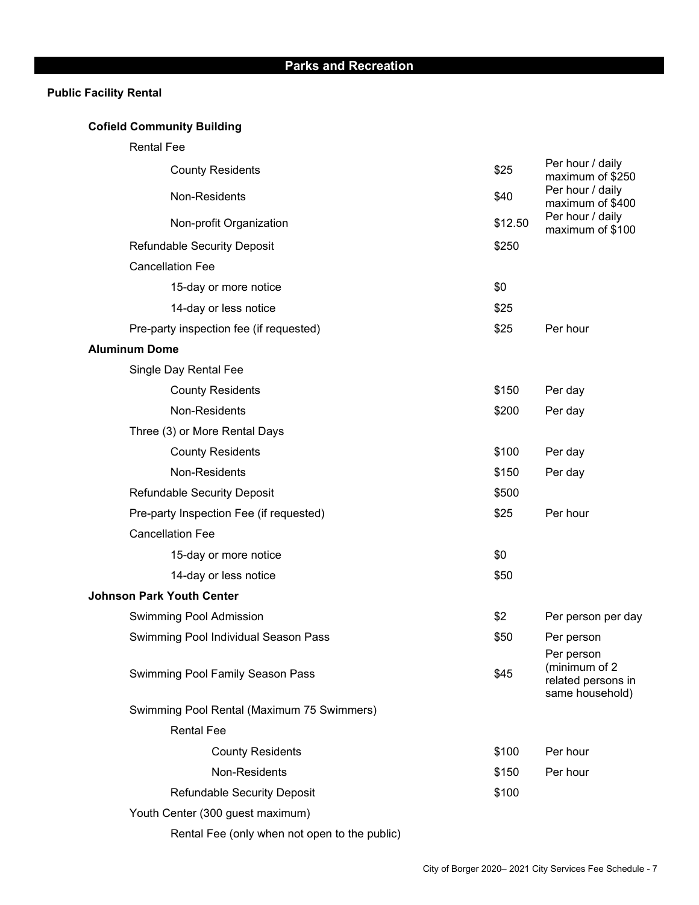## Parks and Recreation

### Public Facility Rental

#### Cofield Community Building

| Item | Fee | Unit |
|---|---|---|
| Rental Fee | | |
| County Residents | $25 | Per hour / daily maximum of $250 |
| Non-Residents | $40 | Per hour / daily maximum of $400 |
| Non-profit Organization | $12.50 | Per hour / daily maximum of $100 |
| Refundable Security Deposit | $250 | |
| Cancellation Fee | | |
| 15-day or more notice | $0 | |
| 14-day or less notice | $25 | |
| Pre-party inspection fee (if requested) | $25 | Per hour |

#### Aluminum Dome

| Item | Fee | Unit |
|---|---|---|
| Single Day Rental Fee | | |
| County Residents | $150 | Per day |
| Non-Residents | $200 | Per day |
| Three (3) or More Rental Days | | |
| County Residents | $100 | Per day |
| Non-Residents | $150 | Per day |
| Refundable Security Deposit | $500 | |
| Pre-party Inspection Fee (if requested) | $25 | Per hour |
| Cancellation Fee | | |
| 15-day or more notice | $0 | |
| 14-day or less notice | $50 | |

#### Johnson Park Youth Center

| Item | Fee | Unit |
|---|---|---|
| Swimming Pool Admission | $2 | Per person per day |
| Swimming Pool Individual Season Pass | $50 | Per person |
| Swimming Pool Family Season Pass | $45 | Per person (minimum of 2 related persons in same household) |
| Swimming Pool Rental (Maximum 75 Swimmers) | | |
| Rental Fee | | |
| County Residents | $100 | Per hour |
| Non-Residents | $150 | Per hour |
| Refundable Security Deposit | $100 | |
| Youth Center (300 guest maximum) | | |
| Rental Fee (only when not open to the public) | | |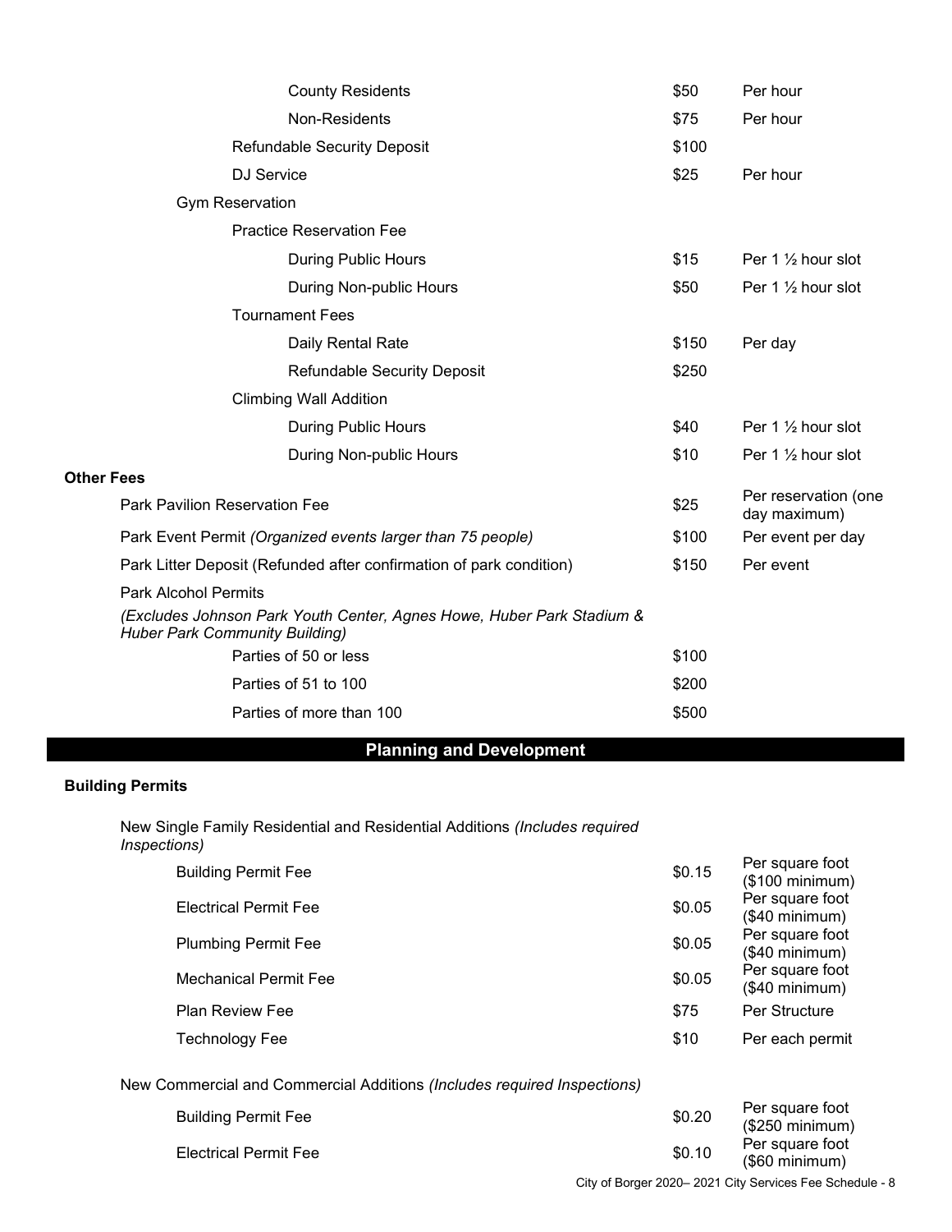| Item | Fee | Unit |
|---|---|---|
| County Residents | \$50 | Per hour |
| Non-Residents | \$75 | Per hour |
| Refundable Security Deposit | \$100 | |
| DJ Service | \$25 | Per hour |
| Gym Reservation | | |
| Practice Reservation Fee | | |
| During Public Hours | \$15 | Per 1 ½ hour slot |
| During Non-public Hours | \$50 | Per 1 ½ hour slot |
| Tournament Fees | | |
| Daily Rental Rate | \$150 | Per day |
| Refundable Security Deposit | \$250 | |
| Climbing Wall Addition | | |
| During Public Hours | \$40 | Per 1 ½ hour slot |
| During Non-public Hours | \$10 | Per 1 ½ hour slot |

**Other Fees**

| Item | Fee | Unit |
|---|---|---|
| Park Pavilion Reservation Fee | \$25 | Per reservation (one day maximum) |
| Park Event Permit *(Organized events larger than 75 people)* | \$100 | Per event per day |
| Park Litter Deposit (Refunded after confirmation of park condition) | \$150 | Per event |
| Park Alcohol Permits *(Excludes Johnson Park Youth Center, Agnes Howe, Huber Park Stadium & Huber Park Community Building)* | | |
| Parties of 50 or less | \$100 | |
| Parties of 51 to 100 | \$200 | |
| Parties of more than 100 | \$500 | |

## Planning and Development

**Building Permits**

New Single Family Residential and Residential Additions *(Includes required Inspections)*

| Item | Fee | Unit |
|---|---|---|
| Building Permit Fee | \$0.15 | Per square foot (\$100 minimum) |
| Electrical Permit Fee | \$0.05 | Per square foot (\$40 minimum) |
| Plumbing Permit Fee | \$0.05 | Per square foot (\$40 minimum) |
| Mechanical Permit Fee | \$0.05 | Per square foot (\$40 minimum) |
| Plan Review Fee | \$75 | Per Structure |
| Technology Fee | \$10 | Per each permit |

New Commercial and Commercial Additions *(Includes required Inspections)*

| Item | Fee | Unit |
|---|---|---|
| Building Permit Fee | \$0.20 | Per square foot (\$250 minimum) |
| Electrical Permit Fee | \$0.10 | Per square foot (\$60 minimum) |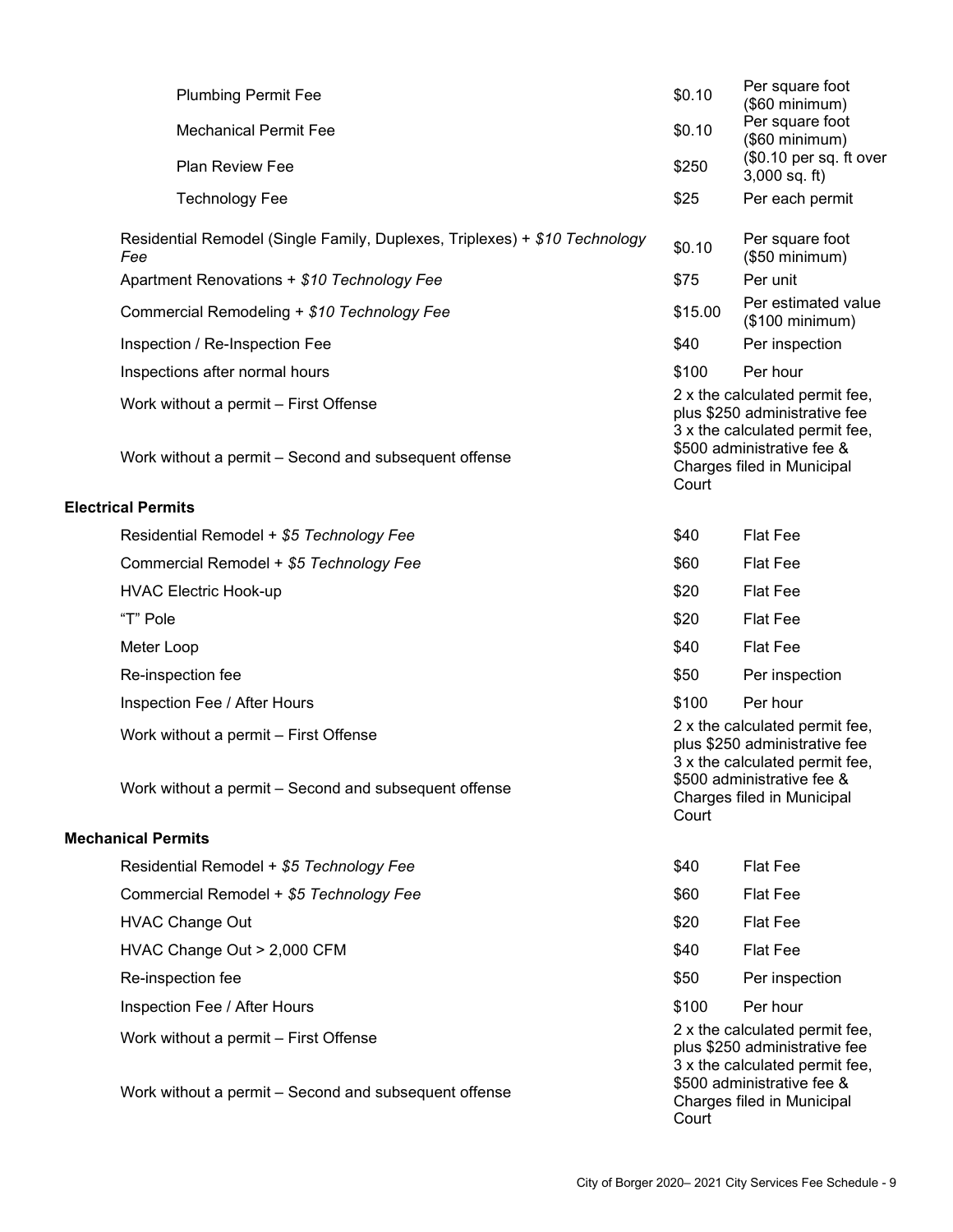| Item | Fee | Unit |
|---|---|---|
| Plumbing Permit Fee | $0.10 | Per square foot ($60 minimum) |
| Mechanical Permit Fee | $0.10 | Per square foot ($60 minimum) |
| Plan Review Fee | $250 | ($0.10 per sq. ft over 3,000 sq. ft) |
| Technology Fee | $25 | Per each permit |
| Residential Remodel (Single Family, Duplexes, Triplexes) + *$10 Technology Fee* | $0.10 | Per square foot ($50 minimum) |
| Apartment Renovations + *$10 Technology Fee* | $75 | Per unit |
| Commercial Remodeling + *$10 Technology Fee* | $15.00 | Per estimated value ($100 minimum) |
| Inspection / Re-Inspection Fee | $40 | Per inspection |
| Inspections after normal hours | $100 | Per hour |
| Work without a permit – First Offense | 2 x the calculated permit fee, plus $250 administrative fee | |
| Work without a permit – Second and subsequent offense | 3 x the calculated permit fee, $500 administrative fee & Charges filed in Municipal Court | |

**Electrical Permits**

| Item | Fee | Unit |
|---|---|---|
| Residential Remodel + *$5 Technology Fee* | $40 | Flat Fee |
| Commercial Remodel + *$5 Technology Fee* | $60 | Flat Fee |
| HVAC Electric Hook-up | $20 | Flat Fee |
| "T" Pole | $20 | Flat Fee |
| Meter Loop | $40 | Flat Fee |
| Re-inspection fee | $50 | Per inspection |
| Inspection Fee / After Hours | $100 | Per hour |
| Work without a permit – First Offense | 2 x the calculated permit fee, plus $250 administrative fee | |
| Work without a permit – Second and subsequent offense | 3 x the calculated permit fee, $500 administrative fee & Charges filed in Municipal Court | |

**Mechanical Permits**

| Item | Fee | Unit |
|---|---|---|
| Residential Remodel + *$5 Technology Fee* | $40 | Flat Fee |
| Commercial Remodel + *$5 Technology Fee* | $60 | Flat Fee |
| HVAC Change Out | $20 | Flat Fee |
| HVAC Change Out > 2,000 CFM | $40 | Flat Fee |
| Re-inspection fee | $50 | Per inspection |
| Inspection Fee / After Hours | $100 | Per hour |
| Work without a permit – First Offense | 2 x the calculated permit fee, plus $250 administrative fee | |
| Work without a permit – Second and subsequent offense | 3 x the calculated permit fee, $500 administrative fee & Charges filed in Municipal Court | |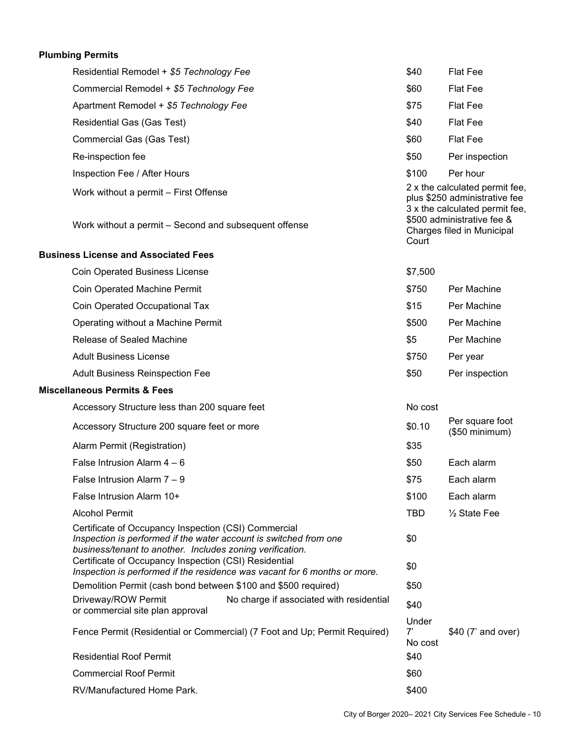**Plumbing Permits**

| | | |
|---|---|---|
| Residential Remodel + *$5 Technology Fee* | $40 | Flat Fee |
| Commercial Remodel + *$5 Technology Fee* | $60 | Flat Fee |
| Apartment Remodel + *$5 Technology Fee* | $75 | Flat Fee |
| Residential Gas (Gas Test) | $40 | Flat Fee |
| Commercial Gas (Gas Test) | $60 | Flat Fee |
| Re-inspection fee | $50 | Per inspection |
| Inspection Fee / After Hours | $100 | Per hour |
| Work without a permit – First Offense | 2 x the calculated permit fee, plus $250 administrative fee | |
| Work without a permit – Second and subsequent offense | 3 x the calculated permit fee, $500 administrative fee & Charges filed in Municipal Court | |

**Business License and Associated Fees**

| | | |
|---|---|---|
| Coin Operated Business License | $7,500 | |
| Coin Operated Machine Permit | $750 | Per Machine |
| Coin Operated Occupational Tax | $15 | Per Machine |
| Operating without a Machine Permit | $500 | Per Machine |
| Release of Sealed Machine | $5 | Per Machine |
| Adult Business License | $750 | Per year |
| Adult Business Reinspection Fee | $50 | Per inspection |

**Miscellaneous Permits & Fees**

| | | |
|---|---|---|
| Accessory Structure less than 200 square feet | No cost | |
| Accessory Structure 200 square feet or more | $0.10 | Per square foot ($50 minimum) |
| Alarm Permit (Registration) | $35 | |
| False Intrusion Alarm 4 – 6 | $50 | Each alarm |
| False Intrusion Alarm 7 – 9 | $75 | Each alarm |
| False Intrusion Alarm 10+ | $100 | Each alarm |
| Alcohol Permit | TBD | ½ State Fee |
| Certificate of Occupancy Inspection (CSI) Commercial *Inspection is performed if the water account is switched from one business/tenant to another. Includes zoning verification.* | $0 | |
| Certificate of Occupancy Inspection (CSI) Residential *Inspection is performed if the residence was vacant for 6 months or more.* | $0 | |
| Demolition Permit (cash bond between $100 and $500 required) | $50 | |
| Driveway/ROW Permit No charge if associated with residential or commercial site plan approval | $40 | |
| Fence Permit (Residential or Commercial) (7 Foot and Up; Permit Required) | Under 7' No cost | $40 (7' and over) |
| Residential Roof Permit | $40 | |
| Commercial Roof Permit | $60 | |
| RV/Manufactured Home Park. | $400 | |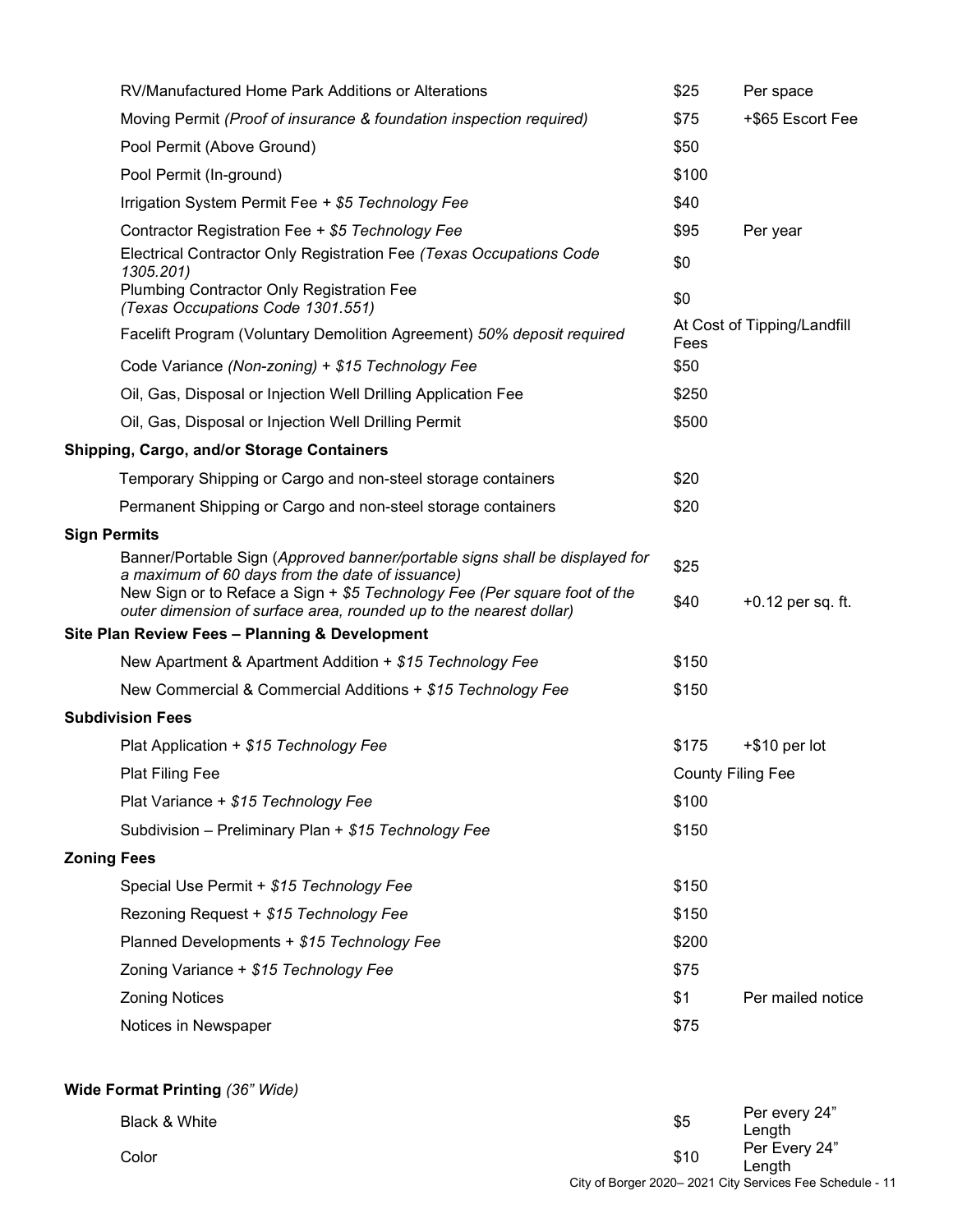| Item | Fee | Unit |
| --- | --- | --- |
| RV/Manufactured Home Park Additions or Alterations | $25 | Per space |
| Moving Permit *(Proof of insurance & foundation inspection required)* | $75 | +$65 Escort Fee |
| Pool Permit (Above Ground) | $50 | |
| Pool Permit (In-ground) | $100 | |
| Irrigation System Permit Fee + *$5 Technology Fee* | $40 | |
| Contractor Registration Fee + *$5 Technology Fee* | $95 | Per year |
| Electrical Contractor Only Registration Fee *(Texas Occupations Code 1305.201)* | $0 | |
| Plumbing Contractor Only Registration Fee *(Texas Occupations Code 1301.551)* | $0 | |
| Facelift Program (Voluntary Demolition Agreement) *50% deposit required* | At Cost of Tipping/Landfill Fees | |
| Code Variance *(Non-zoning) + $15 Technology Fee* | $50 | |
| Oil, Gas, Disposal or Injection Well Drilling Application Fee | $250 | |
| Oil, Gas, Disposal or Injection Well Drilling Permit | $500 | |
| **Shipping, Cargo, and/or Storage Containers** | | |
| Temporary Shipping or Cargo and non-steel storage containers | $20 | |
| Permanent Shipping or Cargo and non-steel storage containers | $20 | |
| **Sign Permits** | | |
| Banner/Portable Sign (*Approved banner/portable signs shall be displayed for a maximum of 60 days from the date of issuance)* | $25 | |
| New Sign or to Reface a Sign + *$5 Technology Fee (Per square foot of the outer dimension of surface area, rounded up to the nearest dollar)* | $40 | +0.12 per sq. ft. |
| **Site Plan Review Fees – Planning & Development** | | |
| New Apartment & Apartment Addition + *$15 Technology Fee* | $150 | |
| New Commercial & Commercial Additions + *$15 Technology Fee* | $150 | |
| **Subdivision Fees** | | |
| Plat Application + *$15 Technology Fee* | $175 | +$10 per lot |
| Plat Filing Fee | County Filing Fee | |
| Plat Variance + *$15 Technology Fee* | $100 | |
| Subdivision – Preliminary Plan + *$15 Technology Fee* | $150 | |
| **Zoning Fees** | | |
| Special Use Permit + *$15 Technology Fee* | $150 | |
| Rezoning Request + *$15 Technology Fee* | $150 | |
| Planned Developments + *$15 Technology Fee* | $200 | |
| Zoning Variance + *$15 Technology Fee* | $75 | |
| Zoning Notices | $1 | Per mailed notice |
| Notices in Newspaper | $75 | |

**Wide Format Printing** *(36" Wide)*

| Item | Fee | Unit |
| --- | --- | --- |
| Black & White | $5 | Per every 24" Length |
| Color | $10 | Per Every 24" Length |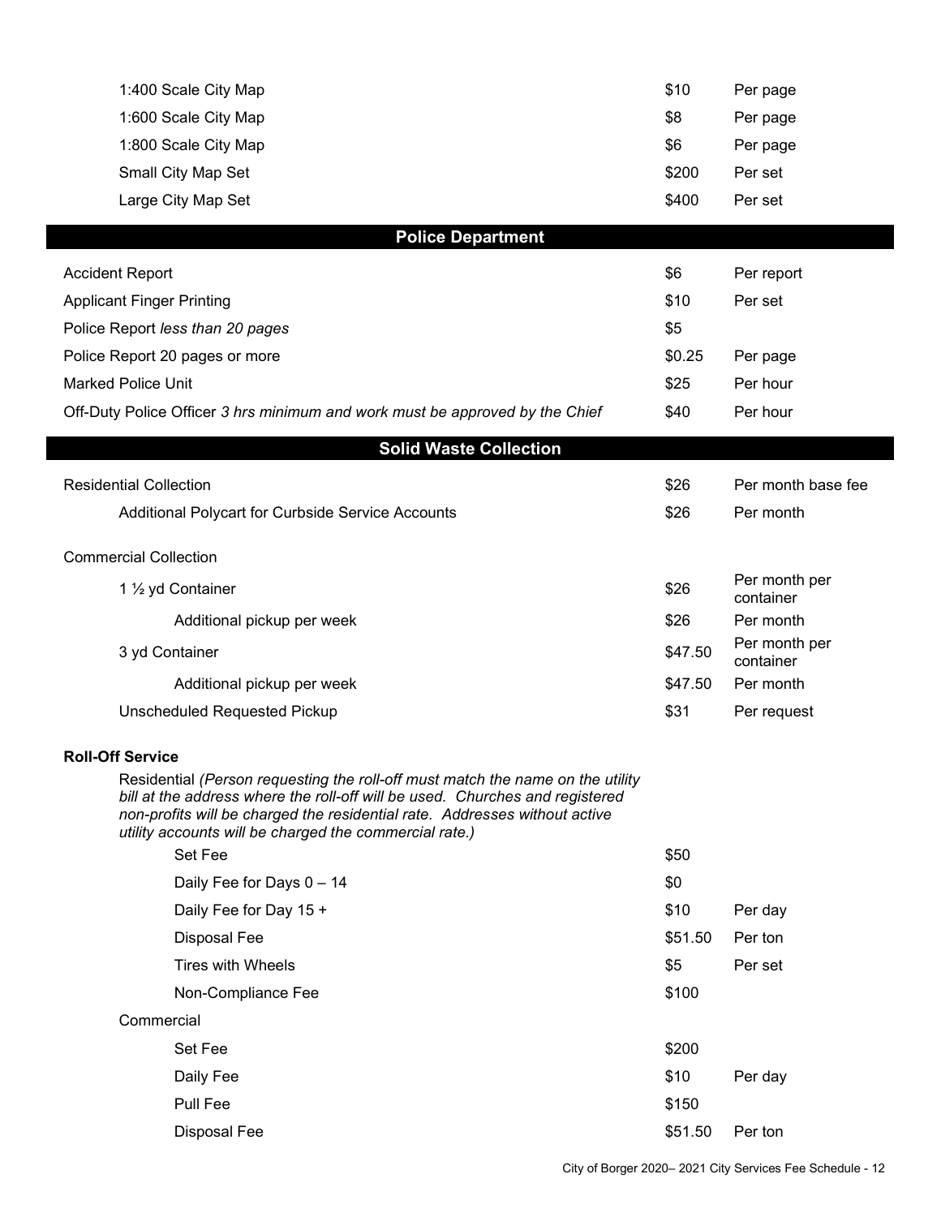| | | |
|---|---|---|
| 1:400 Scale City Map | \$10 | Per page |
| 1:600 Scale City Map | \$8 | Per page |
| 1:800 Scale City Map | \$6 | Per page |
| Small City Map Set | \$200 | Per set |
| Large City Map Set | \$400 | Per set |

## Police Department

| | | |
|---|---|---|
| Accident Report | \$6 | Per report |
| Applicant Finger Printing | \$10 | Per set |
| Police Report *less than 20 pages* | \$5 | |
| Police Report 20 pages or more | \$0.25 | Per page |
| Marked Police Unit | \$25 | Per hour |
| Off-Duty Police Officer *3 hrs minimum and work must be approved by the Chief* | \$40 | Per hour |

## Solid Waste Collection

| | | |
|---|---|---|
| Residential Collection | \$26 | Per month base fee |
| Additional Polycart for Curbside Service Accounts | \$26 | Per month |
| Commercial Collection | | |
| 1 ½ yd Container | \$26 | Per month per container |
| Additional pickup per week | \$26 | Per month |
| 3 yd Container | \$47.50 | Per month per container |
| Additional pickup per week | \$47.50 | Per month |
| Unscheduled Requested Pickup | \$31 | Per request |

**Roll-Off Service**

Residential *(Person requesting the roll-off must match the name on the utility bill at the address where the roll-off will be used. Churches and registered non-profits will be charged the residential rate. Addresses without active utility accounts will be charged the commercial rate.)*

| | | |
|---|---|---|
| Set Fee | \$50 | |
| Daily Fee for Days 0 – 14 | \$0 | |
| Daily Fee for Day 15 + | \$10 | Per day |
| Disposal Fee | \$51.50 | Per ton |
| Tires with Wheels | \$5 | Per set |
| Non-Compliance Fee | \$100 | |

Commercial

| | | |
|---|---|---|
| Set Fee | \$200 | |
| Daily Fee | \$10 | Per day |
| Pull Fee | \$150 | |
| Disposal Fee | \$51.50 | Per ton |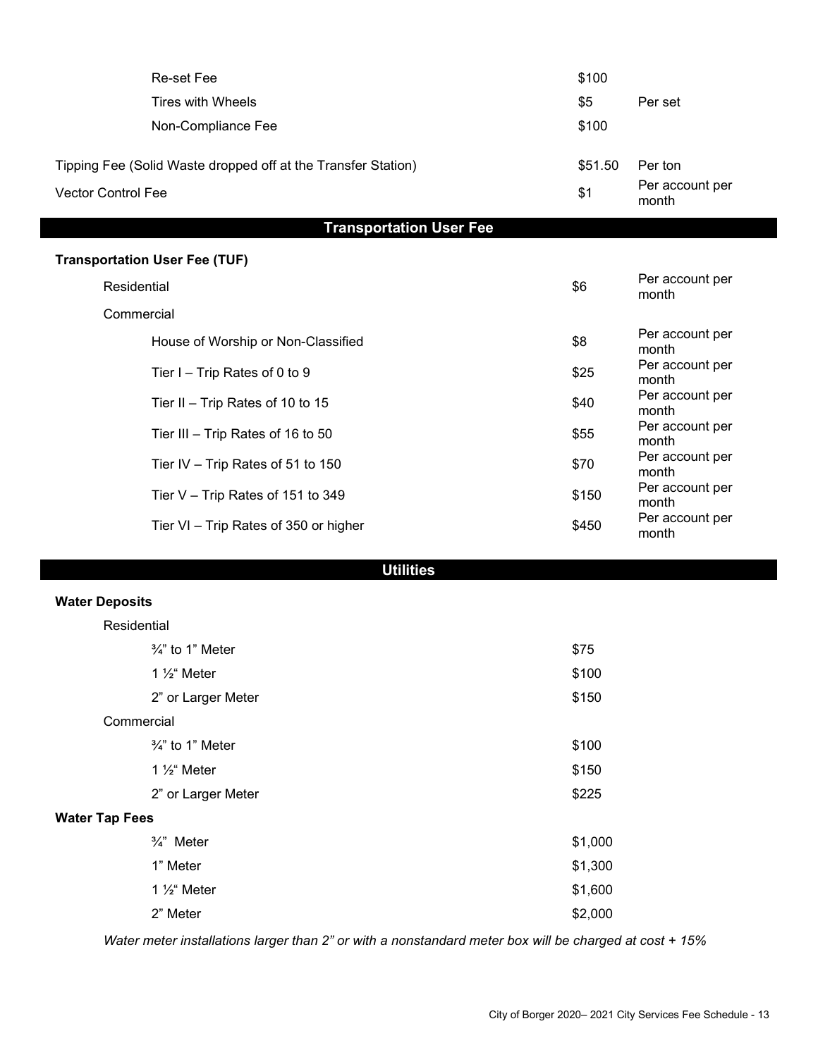| | | |
|---|---|---|
| Re-set Fee | \$100 | |
| Tires with Wheels | \$5 | Per set |
| Non-Compliance Fee | \$100 | |
| Tipping Fee (Solid Waste dropped off at the Transfer Station) | \$51.50 | Per ton |
| Vector Control Fee | \$1 | Per account per month |

## Transportation User Fee

**Transportation User Fee (TUF)**

| | | |
|---|---|---|
| Residential | \$6 | Per account per month |
| Commercial | | |
| House of Worship or Non-Classified | \$8 | Per account per month |
| Tier I – Trip Rates of 0 to 9 | \$25 | Per account per month |
| Tier II – Trip Rates of 10 to 15 | \$40 | Per account per month |
| Tier III – Trip Rates of 16 to 50 | \$55 | Per account per month |
| Tier IV – Trip Rates of 51 to 150 | \$70 | Per account per month |
| Tier V – Trip Rates of 151 to 349 | \$150 | Per account per month |
| Tier VI – Trip Rates of 350 or higher | \$450 | Per account per month |

## Utilities

**Water Deposits**

| | |
|---|---|
| Residential | |
| ¾" to 1" Meter | \$75 |
| 1 ½" Meter | \$100 |
| 2" or Larger Meter | \$150 |
| Commercial | |
| ¾" to 1" Meter | \$100 |
| 1 ½" Meter | \$150 |
| 2" or Larger Meter | \$225 |

**Water Tap Fees**

| | |
|---|---|
| ¾" Meter | \$1,000 |
| 1" Meter | \$1,300 |
| 1 ½" Meter | \$1,600 |
| 2" Meter | \$2,000 |

*Water meter installations larger than 2" or with a nonstandard meter box will be charged at cost + 15%*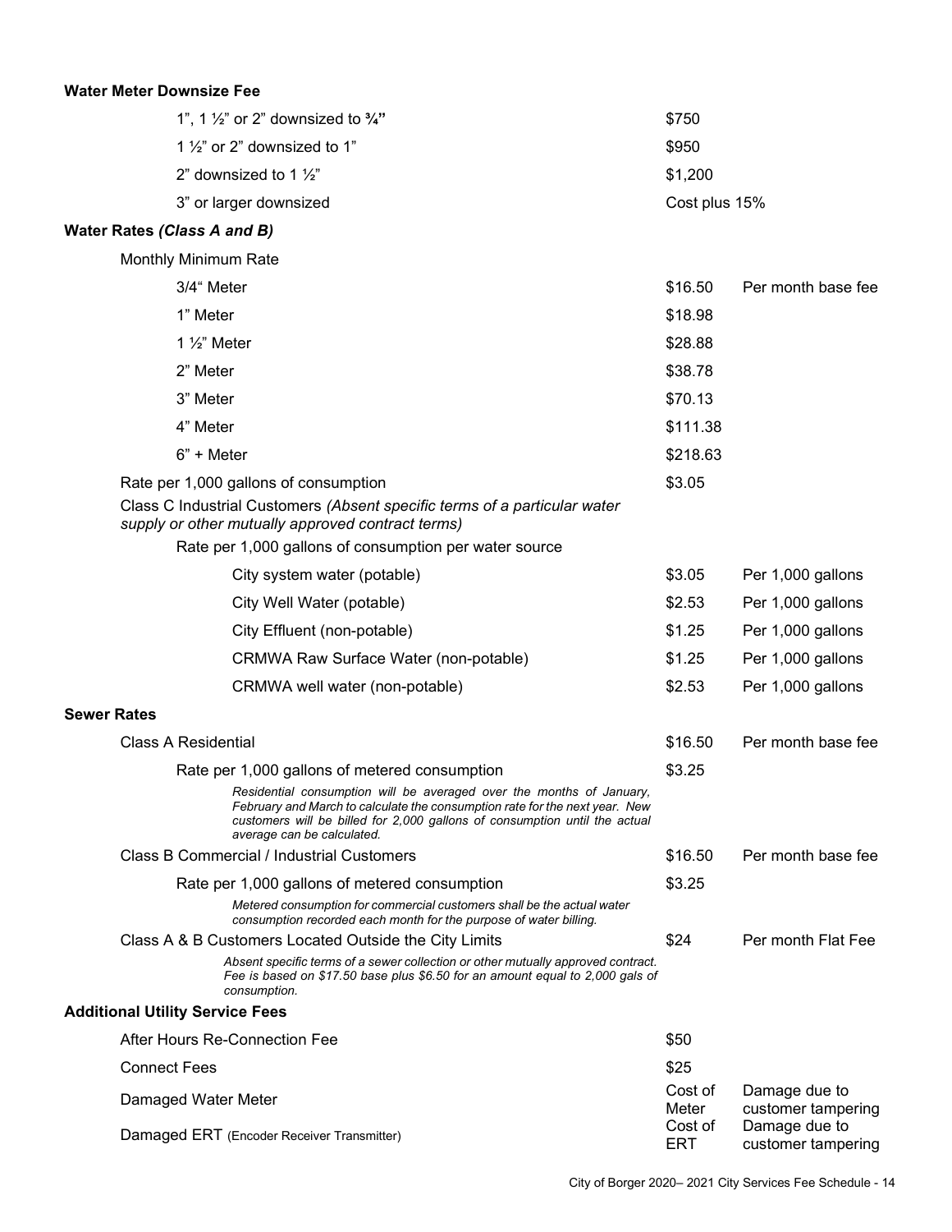**Water Meter Downsize Fee**

| | | |
|---|---|---|
| 1", 1 ½" or 2" downsized to ¾" | $750 | |
| 1 ½" or 2" downsized to 1" | $950 | |
| 2" downsized to 1 ½" | $1,200 | |
| 3" or larger downsized | Cost plus 15% | |

**Water Rates *(Class A and B)***

| | | |
|---|---|---|
| Monthly Minimum Rate | | |
| 3/4" Meter | $16.50 | Per month base fee |
| 1" Meter | $18.98 | |
| 1 ½" Meter | $28.88 | |
| 2" Meter | $38.78 | |
| 3" Meter | $70.13 | |
| 4" Meter | $111.38 | |
| 6" + Meter | $218.63 | |
| Rate per 1,000 gallons of consumption | $3.05 | |
| Class C Industrial Customers *(Absent specific terms of a particular water supply or other mutually approved contract terms)* | | |
| Rate per 1,000 gallons of consumption per water source | | |
| City system water (potable) | $3.05 | Per 1,000 gallons |
| City Well Water (potable) | $2.53 | Per 1,000 gallons |
| City Effluent (non-potable) | $1.25 | Per 1,000 gallons |
| CRMWA Raw Surface Water (non-potable) | $1.25 | Per 1,000 gallons |
| CRMWA well water (non-potable) | $2.53 | Per 1,000 gallons |

**Sewer Rates**

| | | |
|---|---|---|
| Class A Residential | $16.50 | Per month base fee |
| Rate per 1,000 gallons of metered consumption | $3.25 | |
| *Residential consumption will be averaged over the months of January, February and March to calculate the consumption rate for the next year. New customers will be billed for 2,000 gallons of consumption until the actual average can be calculated.* | | |
| Class B Commercial / Industrial Customers | $16.50 | Per month base fee |
| Rate per 1,000 gallons of metered consumption | $3.25 | |
| *Metered consumption for commercial customers shall be the actual water consumption recorded each month for the purpose of water billing.* | | |
| Class A & B Customers Located Outside the City Limits | $24 | Per month Flat Fee |
| *Absent specific terms of a sewer collection or other mutually approved contract. Fee is based on $17.50 base plus $6.50 for an amount equal to 2,000 gals of consumption.* | | |

**Additional Utility Service Fees**

| | | |
|---|---|---|
| After Hours Re-Connection Fee | $50 | |
| Connect Fees | $25 | |
| Damaged Water Meter | Cost of Meter | Damage due to customer tampering |
| Damaged ERT (Encoder Receiver Transmitter) | Cost of ERT | Damage due to customer tampering |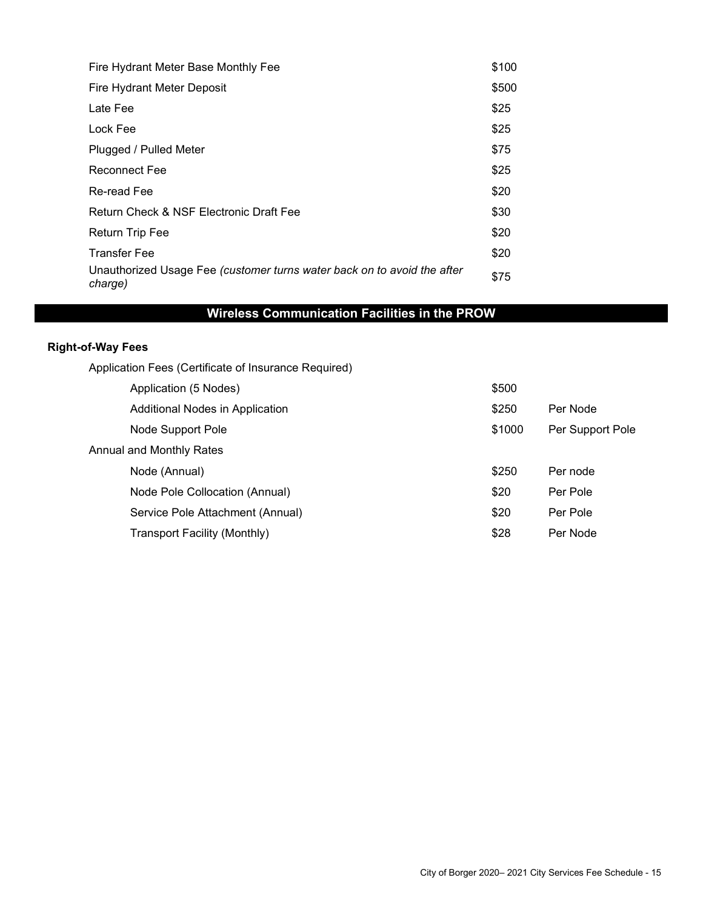| | |
|---|---|
| Fire Hydrant Meter Base Monthly Fee | $100 |
| Fire Hydrant Meter Deposit | $500 |
| Late Fee | $25 |
| Lock Fee | $25 |
| Plugged / Pulled Meter | $75 |
| Reconnect Fee | $25 |
| Re-read Fee | $20 |
| Return Check & NSF Electronic Draft Fee | $30 |
| Return Trip Fee | $20 |
| Transfer Fee | $20 |
| Unauthorized Usage Fee *(customer turns water back on to avoid the after charge)* | $75 |

## Wireless Communication Facilities in the PROW

**Right-of-Way Fees**

| | | |
|---|---|---|
| Application Fees (Certificate of Insurance Required) | | |
| Application (5 Nodes) | $500 | |
| Additional Nodes in Application | $250 | Per Node |
| Node Support Pole | $1000 | Per Support Pole |
| Annual and Monthly Rates | | |
| Node (Annual) | $250 | Per node |
| Node Pole Collocation (Annual) | $20 | Per Pole |
| Service Pole Attachment (Annual) | $20 | Per Pole |
| Transport Facility (Monthly) | $28 | Per Node |